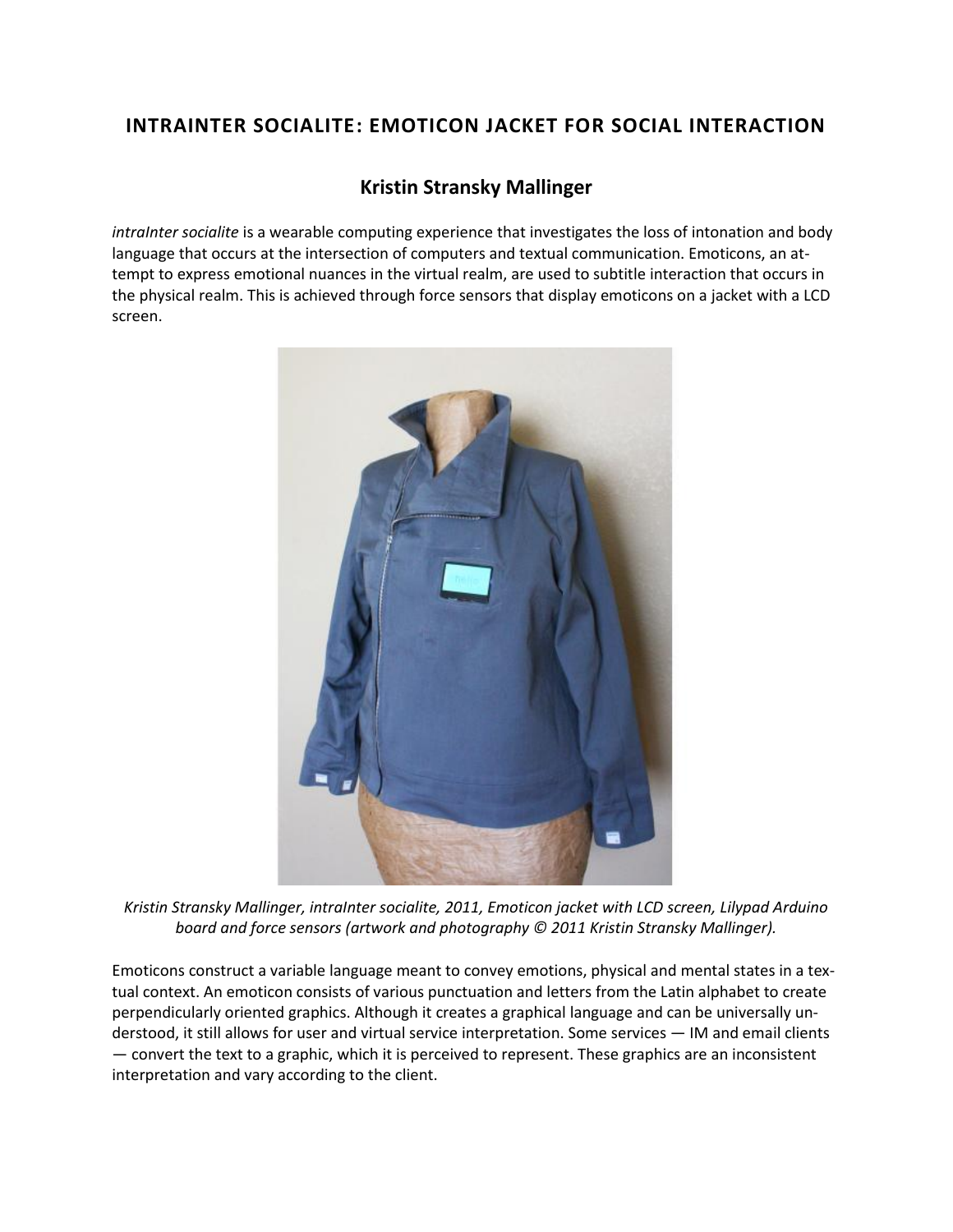# INTRAINTER SOCIALITE: EMOTICON JACKET FOR SOCIAL INTERACTION

## Kristin Stransky Mallinger

*intraInter socialite* is a wearable computing experience that investigates the loss of intonation and body language that occurs at the intersection of computers and textual communication. Emoticons, an attempt to express emotional nuances in the virtual realm, are used to subtitle interaction that occurs in the physical realm. This is achieved through force sensors that display emoticons on a jacket with a LCD screen.

*Kristin Stransky Mallinger, intraInter socialite, 2011, Emoticon jacket with LCD screen, Lilypad Arduino board and force sensors (artwork and photography © 2011 Kristin Stransky Mallinger).*

Emoticons construct a variable language meant to convey emotions, physical and mental states in a textual context. An emoticon consists of various punctuation and letters from the Latin alphabet to create perpendicularly oriented graphics. Although it creates a graphical language and can be universally understood, it still allows for user and virtual service interpretation. Some services — IM and email clients — convert the text to a graphic, which it is perceived to represent. These graphics are an inconsistent interpretation and vary according to the client.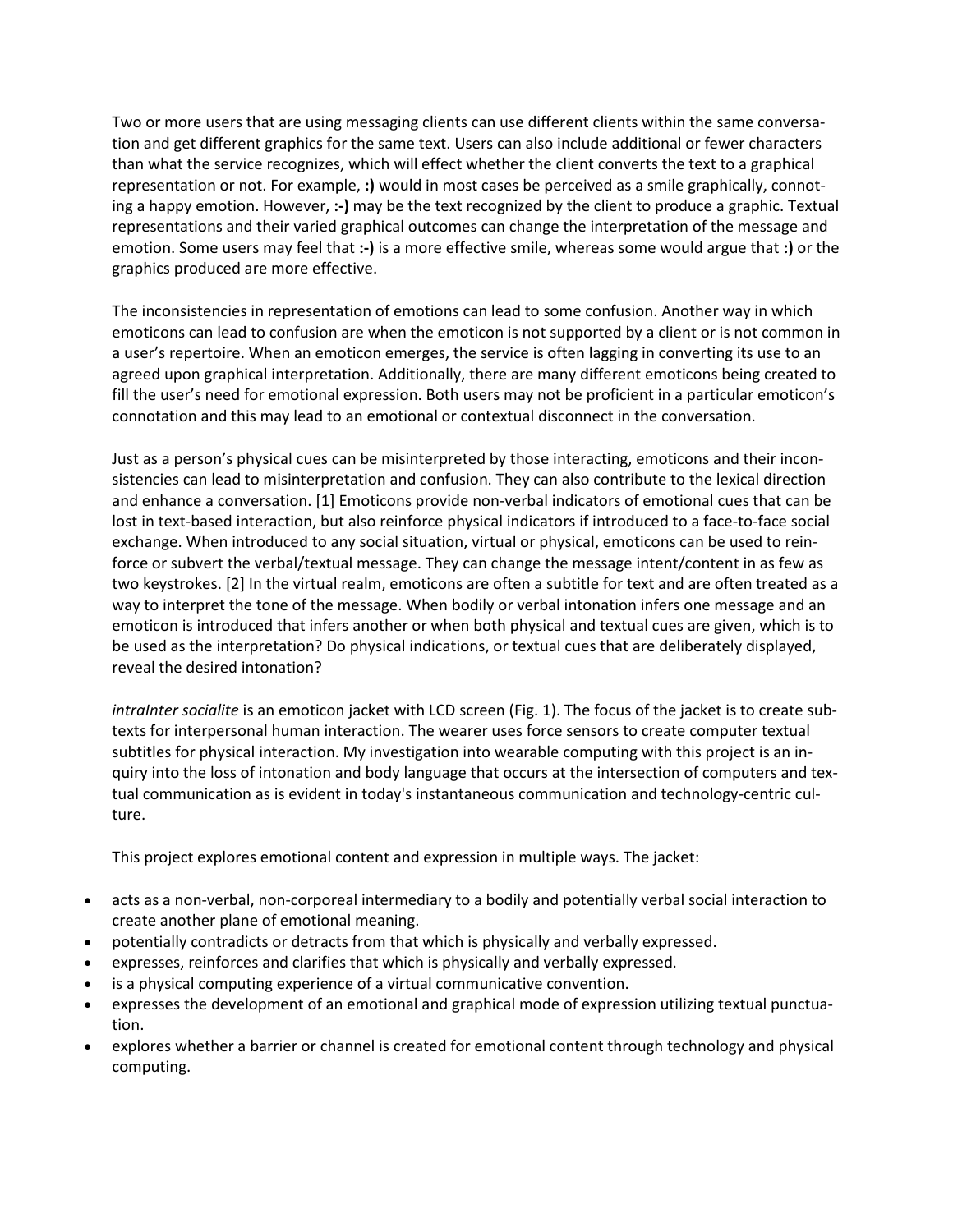Two or more users that are using messaging clients can use different clients within the same conversation and get different graphics for the same text. Users can also include additional or fewer characters than what the service recognizes, which will effect whether the client converts the text to a graphical representation or not. For example, **:)** would in most cases be perceived as a smile graphically, connoting a happy emotion. However, **:-)** may be the text recognized by the client to produce a graphic. Textual representations and their varied graphical outcomes can change the interpretation of the message and emotion. Some users may feel that **:-)** is a more effective smile, whereas some would argue that **:)** or the graphics produced are more effective.

The inconsistencies in representation of emotions can lead to some confusion. Another way in which emoticons can lead to confusion are when the emoticon is not supported by a client or is not common in a user's repertoire. When an emoticon emerges, the service is often lagging in converting its use to an agreed upon graphical interpretation. Additionally, there are many different emoticons being created to fill the user's need for emotional expression. Both users may not be proficient in a particular emoticon's connotation and this may lead to an emotional or contextual disconnect in the conversation.

Just as a person's physical cues can be misinterpreted by those interacting, emoticons and their inconsistencies can lead to misinterpretation and confusion. They can also contribute to the lexical direction and enhance a conversation. [1] Emoticons provide non-verbal indicators of emotional cues that can be lost in text-based interaction, but also reinforce physical indicators if introduced to a face-to-face social exchange. When introduced to any social situation, virtual or physical, emoticons can be used to reinforce or subvert the verbal/textual message. They can change the message intent/content in as few as two keystrokes. [2] In the virtual realm, emoticons are often a subtitle for text and are often treated as a way to interpret the tone of the message. When bodily or verbal intonation infers one message and an emoticon is introduced that infers another or when both physical and textual cues are given, which is to be used as the interpretation? Do physical indications, or textual cues that are deliberately displayed, reveal the desired intonation?

*intraInter socialite* is an emoticon jacket with LCD screen (Fig. 1). The focus of the jacket is to create subtexts for interpersonal human interaction. The wearer uses force sensors to create computer textual subtitles for physical interaction. My investigation into wearable computing with this project is an inquiry into the loss of intonation and body language that occurs at the intersection of computers and textual communication as is evident in today's instantaneous communication and technology-centric culture.

This project explores emotional content and expression in multiple ways. The jacket:

- acts as a non-verbal, non-corporeal intermediary to a bodily and potentially verbal social interaction to create another plane of emotional meaning.
- potentially contradicts or detracts from that which is physically and verbally expressed.
- expresses, reinforces and clarifies that which is physically and verbally expressed.
- is a physical computing experience of a virtual communicative convention.
- expresses the development of an emotional and graphical mode of expression utilizing textual punctuation.
- explores whether a barrier or channel is created for emotional content through technology and physical computing.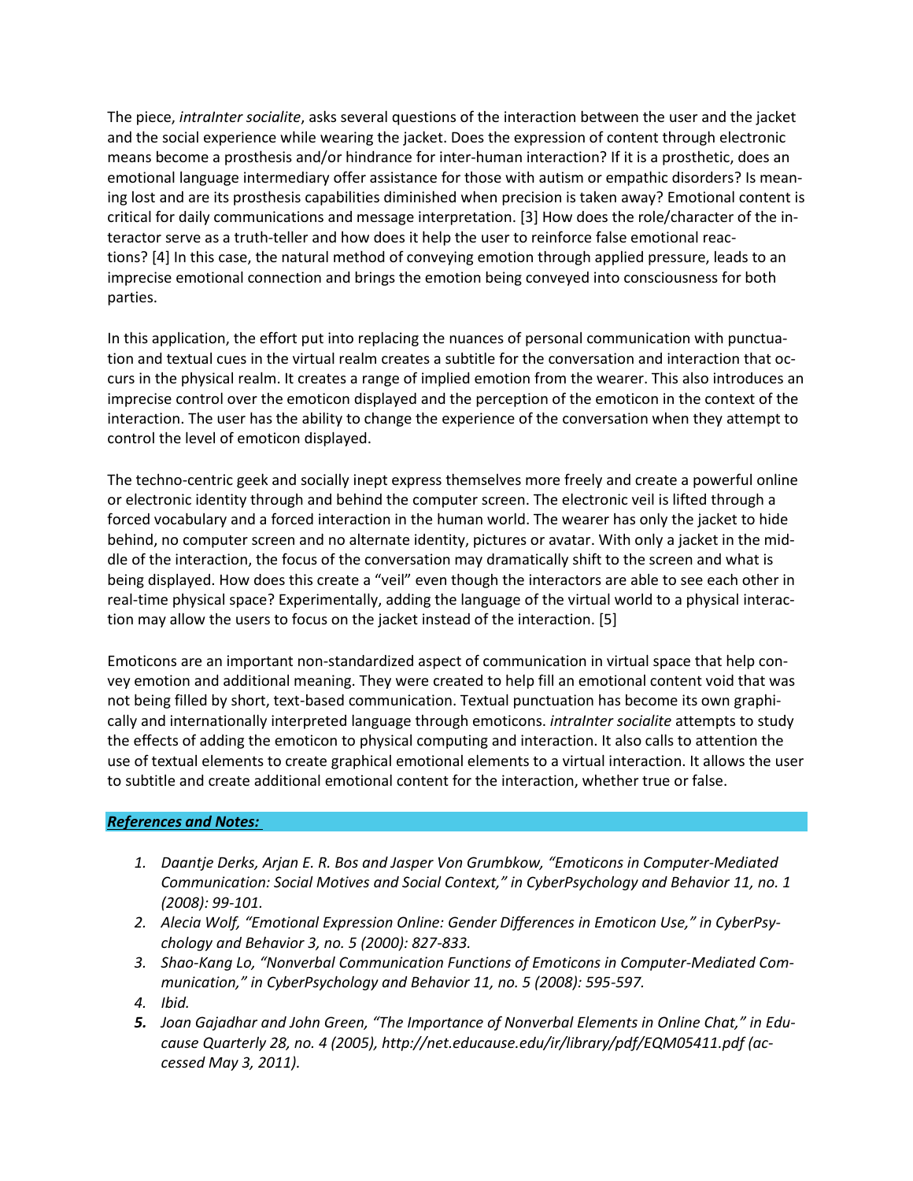The piece, *intraInter socialite*, asks several questions of the interaction between the user and the jacket and the social experience while wearing the jacket. Does the expression of content through electronic means become a prosthesis and/or hindrance for inter-human interaction? If it is a prosthetic, does an emotional language intermediary offer assistance for those with autism or empathic disorders? Is meaning lost and are its prosthesis capabilities diminished when precision is taken away? Emotional content is critical for daily communications and message interpretation. [3] How does the role/character of the interactor serve as a truth-teller and how does it help the user to reinforce false emotional reactions? [4] In this case, the natural method of conveying emotion through applied pressure, leads to an imprecise emotional connection and brings the emotion being conveyed into consciousness for both parties.

In this application, the effort put into replacing the nuances of personal communication with punctuation and textual cues in the virtual realm creates a subtitle for the conversation and interaction that occurs in the physical realm. It creates a range of implied emotion from the wearer. This also introduces an imprecise control over the emoticon displayed and the perception of the emoticon in the context of the interaction. The user has the ability to change the experience of the conversation when they attempt to control the level of emoticon displayed.

The techno-centric geek and socially inept express themselves more freely and create a powerful online or electronic identity through and behind the computer screen. The electronic veil is lifted through a forced vocabulary and a forced interaction in the human world. The wearer has only the jacket to hide behind, no computer screen and no alternate identity, pictures or avatar. With only a jacket in the middle of the interaction, the focus of the conversation may dramatically shift to the screen and what is being displayed. How does this create a "veil" even though the interactors are able to see each other in real-time physical space? Experimentally, adding the language of the virtual world to a physical interaction may allow the users to focus on the jacket instead of the interaction. [5]

Emoticons are an important non-standardized aspect of communication in virtual space that help convey emotion and additional meaning. They were created to help fill an emotional content void that was not being filled by short, text-based communication. Textual punctuation has become its own graphically and internationally interpreted language through emoticons. *intraInter socialite* attempts to study the effects of adding the emoticon to physical computing and interaction. It also calls to attention the use of textual elements to create graphical emotional elements to a virtual interaction. It allows the user to subtitle and create additional emotional content for the interaction, whether true or false.

***References and Notes:***

1. *Daantje Derks, Arjan E. R. Bos and Jasper Von Grumbkow, "Emoticons in Computer-Mediated Communication: Social Motives and Social Context," in CyberPsychology and Behavior 11, no. 1 (2008): 99-101.*
2. *Alecia Wolf, "Emotional Expression Online: Gender Differences in Emoticon Use," in CyberPsychology and Behavior 3, no. 5 (2000): 827-833.*
3. *Shao-Kang Lo, "Nonverbal Communication Functions of Emoticons in Computer-Mediated Communication," in CyberPsychology and Behavior 11, no. 5 (2008): 595-597.*
4. *Ibid.*
5. *Joan Gajadhar and John Green, "The Importance of Nonverbal Elements in Online Chat," in Educause Quarterly 28, no. 4 (2005), http://net.educause.edu/ir/library/pdf/EQM05411.pdf (accessed May 3, 2011).*